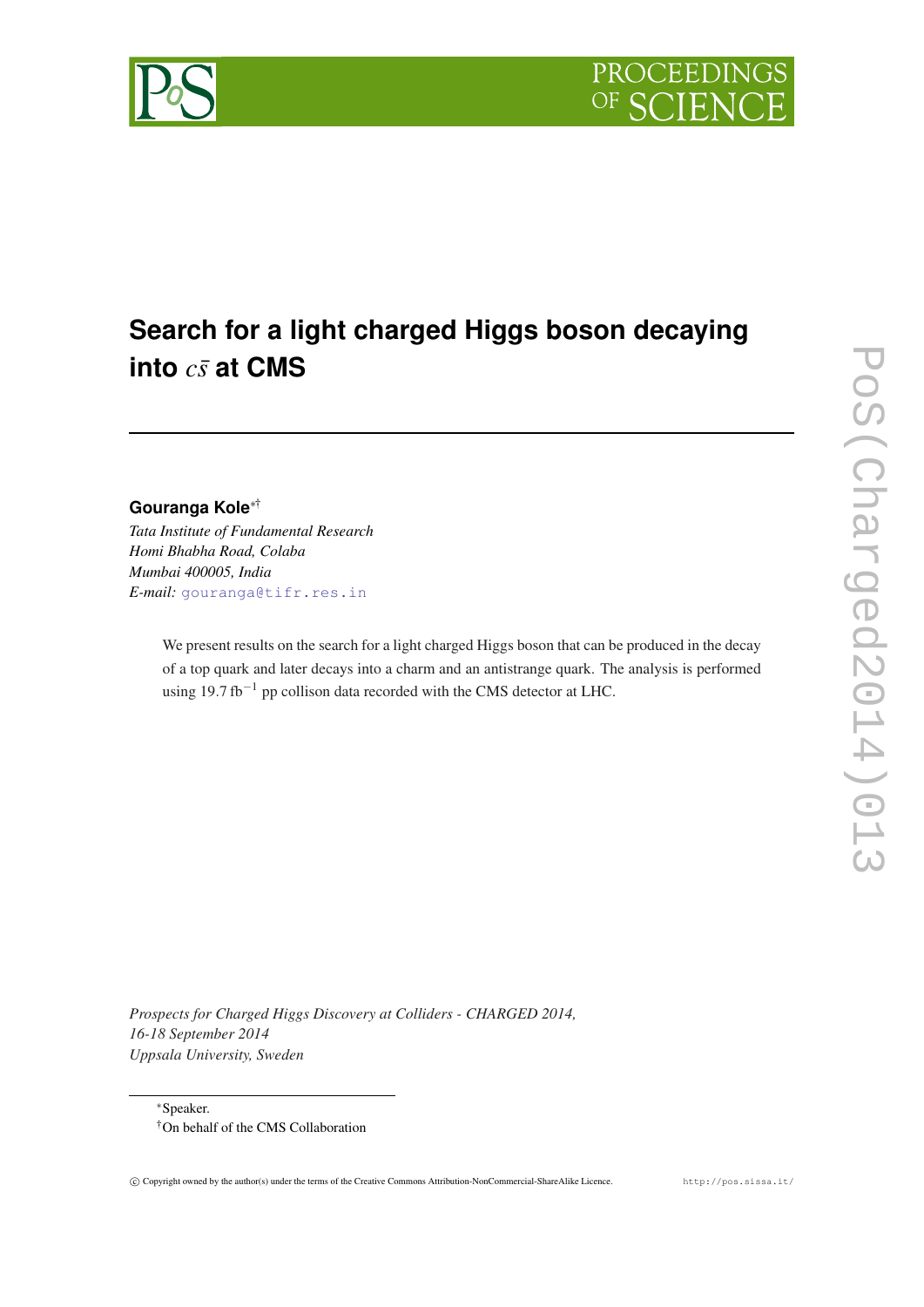# Search for a light charged Higgs boson decaying into $c\bar{s}$ at CMS

**Gouranga Kole**[*†]

*Tata Institute of Fundamental Research*
*Homi Bhabha Road, Colaba*
*Mumbai 400005, India*
*E-mail:* gouranga@tifr.res.in

We present results on the search for a light charged Higgs boson that can be produced in the decay of a top quark and later decays into a charm and an antistrange quark. The analysis is performed using 19.7 $\mathrm{fb}^{-1}$ pp collison data recorded with the CMS detector at LHC.

*Prospects for Charged Higgs Discovery at Colliders - CHARGED 2014,*
*16-18 September 2014*
*Uppsala University, Sweden*

[*]Speaker.
[†]On behalf of the CMS Collaboration

© Copyright owned by the author(s) under the terms of the Creative Commons Attribution-NonCommercial-ShareAlike Licence. http://pos.sissa.it/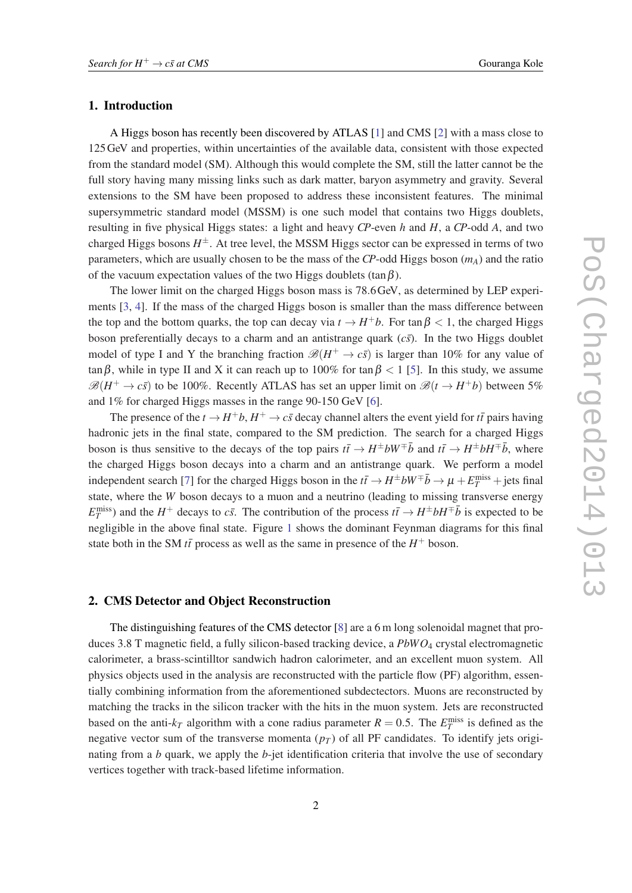## 1. Introduction

A Higgs boson has recently been discovered by ATLAS [1] and CMS [2] with a mass close to 125 GeV and properties, within uncertainties of the available data, consistent with those expected from the standard model (SM). Although this would complete the SM, still the latter cannot be the full story having many missing links such as dark matter, baryon asymmetry and gravity. Several extensions to the SM have been proposed to address these inconsistent features. The minimal supersymmetric standard model (MSSM) is one such model that contains two Higgs doublets, resulting in five physical Higgs states: a light and heavy *CP*-even $h$ and $H$, a *CP*-odd $A$, and two charged Higgs bosons $H^{\pm}$. At tree level, the MSSM Higgs sector can be expressed in terms of two parameters, which are usually chosen to be the mass of the *CP*-odd Higgs boson ($m_A$) and the ratio of the vacuum expectation values of the two Higgs doublets ($\tan\beta$).

The lower limit on the charged Higgs boson mass is 78.6 GeV, as determined by LEP experiments [3, 4]. If the mass of the charged Higgs boson is smaller than the mass difference between the top and the bottom quarks, the top can decay via $t \to H^{+}b$. For $\tan\beta < 1$, the charged Higgs boson preferentially decays to a charm and an antistrange quark ($c\bar{s}$). In the two Higgs doublet model of type I and Y the branching fraction $\mathscr{B}(H^{+} \to c\bar{s})$ is larger than 10% for any value of $\tan\beta$, while in type II and X it can reach up to 100% for $\tan\beta < 1$ [5]. In this study, we assume $\mathscr{B}(H^{+} \to c\bar{s})$ to be 100%. Recently ATLAS has set an upper limit on $\mathscr{B}(t \to H^{+}b)$ between 5% and 1% for charged Higgs masses in the range 90-150 GeV [6].

The presence of the $t \to H^{+}b$, $H^{+} \to c\bar{s}$ decay channel alters the event yield for $t\bar{t}$ pairs having hadronic jets in the final state, compared to the SM prediction. The search for a charged Higgs boson is thus sensitive to the decays of the top pairs $t\bar{t} \to H^{\pm}bW^{\mp}\bar{b}$ and $t\bar{t} \to H^{\pm}bH^{\mp}\bar{b}$, where the charged Higgs boson decays into a charm and an antistrange quark. We perform a model independent search [7] for the charged Higgs boson in the $t\bar{t} \to H^{\pm}bW^{\mp}\bar{b} \to \mu + E_T^{\text{miss}} + \text{jets}$ final state, where the $W$ boson decays to a muon and a neutrino (leading to missing transverse energy $E_T^{\text{miss}}$) and the $H^{+}$ decays to $c\bar{s}$. The contribution of the process $t\bar{t} \to H^{\pm}bH^{\mp}\bar{b}$ is expected to be negligible in the above final state. Figure 1 shows the dominant Feynman diagrams for this final state both in the SM $t\bar{t}$ process as well as the same in presence of the $H^{+}$ boson.

## 2. CMS Detector and Object Reconstruction

The distinguishing features of the CMS detector [8] are a 6 m long solenoidal magnet that produces 3.8 T magnetic field, a fully silicon-based tracking device, a $PbWO_4$ crystal electromagnetic calorimeter, a brass-scintilltor sandwich hadron calorimeter, and an excellent muon system. All physics objects used in the analysis are reconstructed with the particle flow (PF) algorithm, essentially combining information from the aforementioned subdectectors. Muons are reconstructed by matching the tracks in the silicon tracker with the hits in the muon system. Jets are reconstructed based on the anti-$k_T$ algorithm with a cone radius parameter $R = 0.5$. The $E_T^{\text{miss}}$ is defined as the negative vector sum of the transverse momenta ($p_T$) of all PF candidates. To identify jets originating from a $b$ quark, we apply the $b$-jet identification criteria that involve the use of secondary vertices together with track-based lifetime information.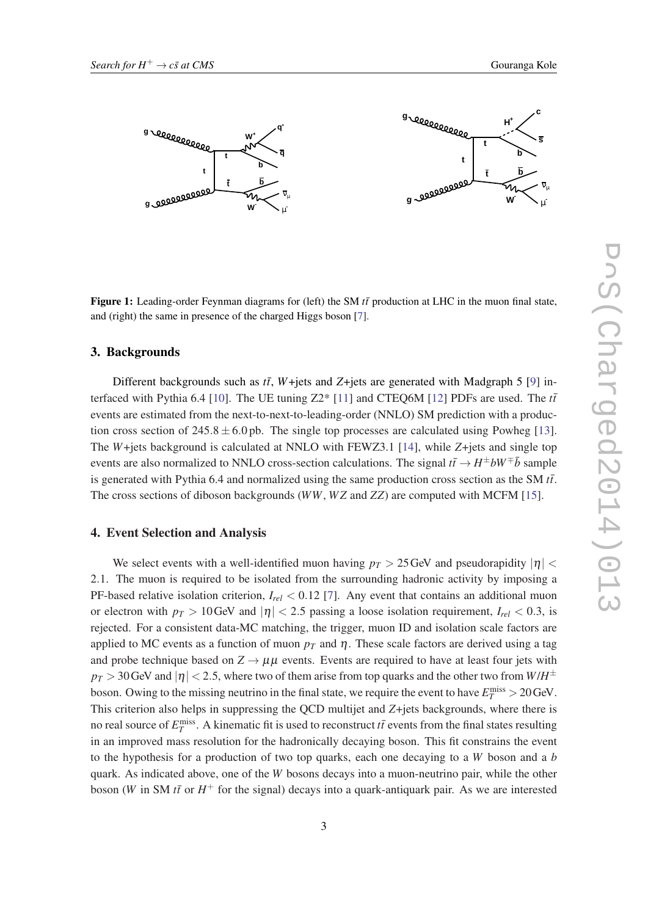**Figure 1:** Leading-order Feynman diagrams for (left) the SM $t\bar{t}$ production at LHC in the muon final state, and (right) the same in presence of the charged Higgs boson [7].

## 3. Backgrounds

Different backgrounds such as $t\bar{t}$, $W$+jets and $Z$+jets are generated with Madgraph 5 [9] interfaced with Pythia 6.4 [10]. The UE tuning Z2* [11] and CTEQ6M [12] PDFs are used. The $t\bar{t}$ events are estimated from the next-to-next-to-leading-order (NNLO) SM prediction with a production cross section of $245.8 \pm 6.0\,\text{pb}$. The single top processes are calculated using Powheg [13]. The $W$+jets background is calculated at NNLO with FEWZ3.1 [14], while $Z$+jets and single top events are also normalized to NNLO cross-section calculations. The signal $t\bar{t} \to H^{\pm}bW^{\mp}\bar{b}$ sample is generated with Pythia 6.4 and normalized using the same production cross section as the SM $t\bar{t}$. The cross sections of diboson backgrounds ($WW$, $WZ$ and $ZZ$) are computed with MCFM [15].

## 4. Event Selection and Analysis

We select events with a well-identified muon having $p_T > 25\,\text{GeV}$ and pseudorapidity $|\eta| < 2.1$. The muon is required to be isolated from the surrounding hadronic activity by imposing a PF-based relative isolation criterion, $I_{rel} < 0.12$ [7]. Any event that contains an additional muon or electron with $p_T > 10\,\text{GeV}$ and $|\eta| < 2.5$ passing a loose isolation requirement, $I_{rel} < 0.3$, is rejected. For a consistent data-MC matching, the trigger, muon ID and isolation scale factors are applied to MC events as a function of muon $p_T$ and $\eta$. These scale factors are derived using a tag and probe technique based on $Z \to \mu\mu$ events. Events are required to have at least four jets with $p_T > 30\,\text{GeV}$ and $|\eta| < 2.5$, where two of them arise from top quarks and the other two from $W/H^{\pm}$ boson. Owing to the missing neutrino in the final state, we require the event to have $E_T^{\text{miss}} > 20\,\text{GeV}$. This criterion also helps in suppressing the QCD multijet and $Z$+jets backgrounds, where there is no real source of $E_T^{\text{miss}}$. A kinematic fit is used to reconstruct $t\bar{t}$ events from the final states resulting in an improved mass resolution for the hadronically decaying boson. This fit constrains the event to the hypothesis for a production of two top quarks, each one decaying to a $W$ boson and a $b$ quark. As indicated above, one of the $W$ bosons decays into a muon-neutrino pair, while the other boson ($W$ in SM $t\bar{t}$ or $H^{+}$ for the signal) decays into a quark-antiquark pair. As we are interested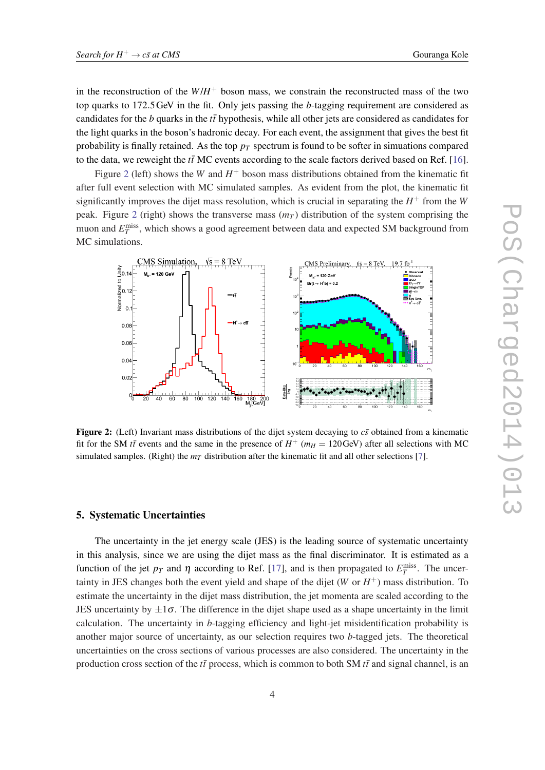in the reconstruction of the $W/H^+$ boson mass, we constrain the reconstructed mass of the two top quarks to 172.5 GeV in the fit. Only jets passing the $b$-tagging requirement are considered as candidates for the $b$ quarks in the $t\bar{t}$ hypothesis, while all other jets are considered as candidates for the light quarks in the boson's hadronic decay. For each event, the assignment that gives the best fit probability is finally retained. As the top $p_T$ spectrum is found to be softer in simulations compared to the data, we reweight the $t\bar{t}$ MC events according to the scale factors derived based on Ref. [16].

Figure 2 (left) shows the $W$ and $H^+$ boson mass distributions obtained from the kinematic fit after full event selection with MC simulated samples. As evident from the plot, the kinematic fit significantly improves the dijet mass resolution, which is crucial in separating the $H^+$ from the $W$ peak. Figure 2 (right) shows the transverse mass ($m_T$) distribution of the system comprising the muon and $E_T^{\mathrm{miss}}$, which shows a good agreement between data and expected SM background from MC simulations.

**Figure 2:** (Left) Invariant mass distributions of the dijet system decaying to $c\bar{s}$ obtained from a kinematic fit for the SM $t\bar{t}$ events and the same in the presence of $H^+$ ($m_H = 120\,\mathrm{GeV}$) after all selections with MC simulated samples. (Right) the $m_T$ distribution after the kinematic fit and all other selections [7].

## 5. Systematic Uncertainties

The uncertainty in the jet energy scale (JES) is the leading source of systematic uncertainty in this analysis, since we are using the dijet mass as the final discriminator. It is estimated as a function of the jet $p_T$ and $\eta$ according to Ref. [17], and is then propagated to $E_T^{\mathrm{miss}}$. The uncertainty in JES changes both the event yield and shape of the dijet ($W$ or $H^+$) mass distribution. To estimate the uncertainty in the dijet mass distribution, the jet momenta are scaled according to the JES uncertainty by $\pm 1\sigma$. The difference in the dijet shape used as a shape uncertainty in the limit calculation. The uncertainty in $b$-tagging efficiency and light-jet misidentification probability is another major source of uncertainty, as our selection requires two $b$-tagged jets. The theoretical uncertainties on the cross sections of various processes are also considered. The uncertainty in the production cross section of the $t\bar{t}$ process, which is common to both SM $t\bar{t}$ and signal channel, is an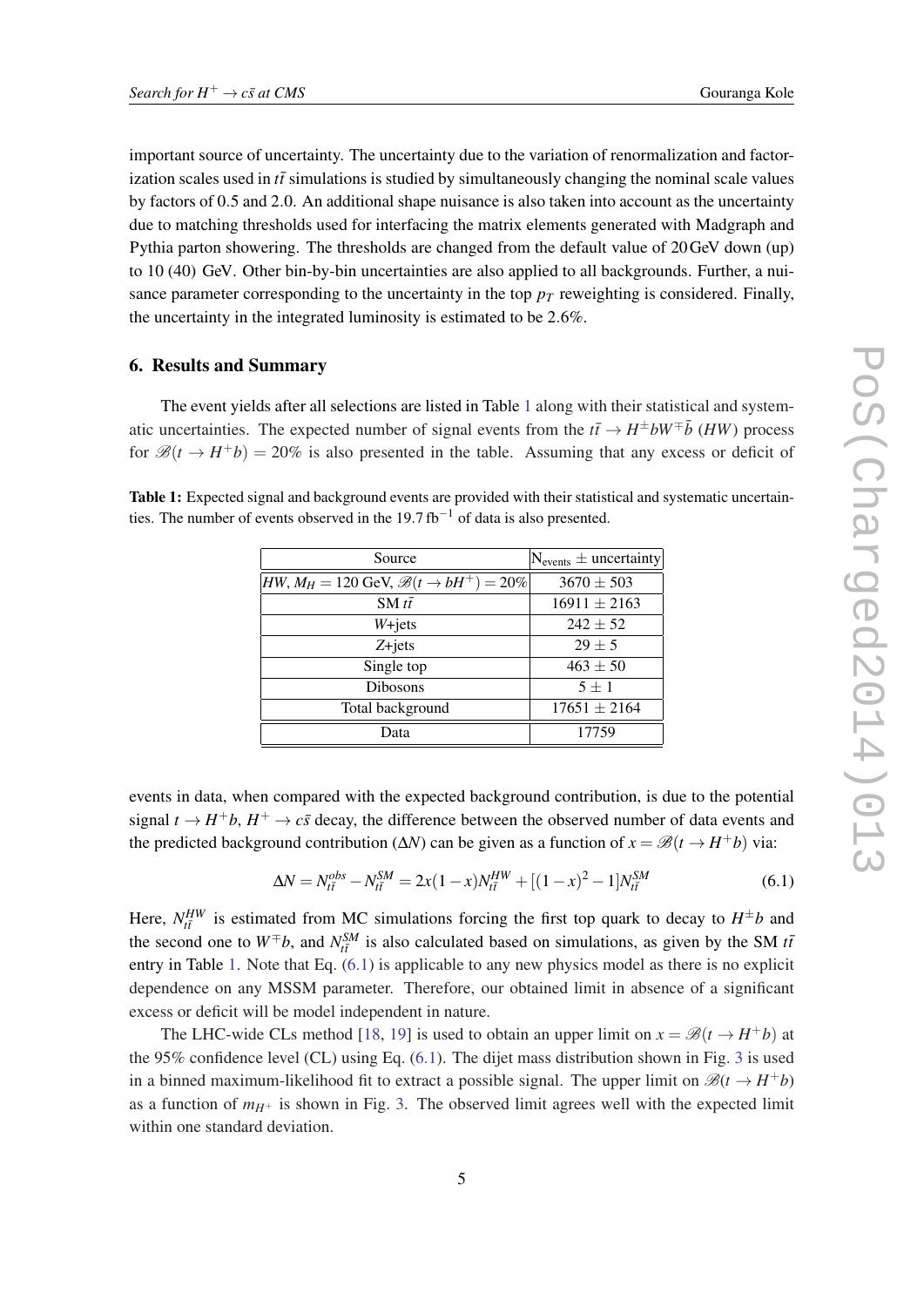important source of uncertainty. The uncertainty due to the variation of renormalization and factorization scales used in $t\bar{t}$ simulations is studied by simultaneously changing the nominal scale values by factors of 0.5 and 2.0. An additional shape nuisance is also taken into account as the uncertainty due to matching thresholds used for interfacing the matrix elements generated with Madgraph and Pythia parton showering. The thresholds are changed from the default value of 20 GeV down (up) to 10 (40) GeV. Other bin-by-bin uncertainties are also applied to all backgrounds. Further, a nuisance parameter corresponding to the uncertainty in the top $p_T$ reweighting is considered. Finally, the uncertainty in the integrated luminosity is estimated to be 2.6%.

## 6. Results and Summary

The event yields after all selections are listed in Table 1 along with their statistical and systematic uncertainties. The expected number of signal events from the $t\bar{t} \to H^{\pm}bW^{\mp}\bar{b}$ ($HW$) process for $\mathscr{B}(t \to H^{+}b) = 20\%$ is also presented in the table. Assuming that any excess or deficit of events in data, when compared with the expected background contribution, is due to the potential signal $t \to H^{+}b$, $H^{+} \to c\bar{s}$ decay, the difference between the observed number of data events and the predicted background contribution ($\Delta N$) can be given as a function of $x = \mathscr{B}(t \to H^{+}b)$ via:

**Table 1:** Expected signal and background events are provided with their statistical and systematic uncertainties. The number of events observed in the 19.7 fb$^{-1}$ of data is also presented.

| Source | $\mathrm{N_{events}} \pm$ uncertainty |
|---|---|
| $HW$, $M_H = 120$ GeV, $\mathscr{B}(t \to bH^{+}) = 20\%$ | $3670 \pm 503$ |
| SM $t\bar{t}$ | $16911 \pm 2163$ |
| $W$+jets | $242 \pm 52$ |
| $Z$+jets | $29 \pm 5$ |
| Single top | $463 \pm 50$ |
| Dibosons | $5 \pm 1$ |
| Total background | $17651 \pm 2164$ |
| Data | 17759 |

$$\Delta N = N_{t\bar{t}}^{obs} - N_{t\bar{t}}^{SM} = 2x(1-x)N_{t\bar{t}}^{HW} + [(1-x)^2 - 1]N_{t\bar{t}}^{SM} \tag{6.1}$$

Here, $N_{t\bar{t}}^{HW}$ is estimated from MC simulations forcing the first top quark to decay to $H^{\pm}b$ and the second one to $W^{\mp}b$, and $N_{t\bar{t}}^{SM}$ is also calculated based on simulations, as given by the SM $t\bar{t}$ entry in Table 1. Note that Eq. (6.1) is applicable to any new physics model as there is no explicit dependence on any MSSM parameter. Therefore, our obtained limit in absence of a significant excess or deficit will be model independent in nature.

The LHC-wide CLs method [18, 19] is used to obtain an upper limit on $x = \mathscr{B}(t \to H^{+}b)$ at the 95% confidence level (CL) using Eq. (6.1). The dijet mass distribution shown in Fig. 3 is used in a binned maximum-likelihood fit to extract a possible signal. The upper limit on $\mathscr{B}(t \to H^{+}b)$ as a function of $m_{H^{+}}$ is shown in Fig. 3. The observed limit agrees well with the expected limit within one standard deviation.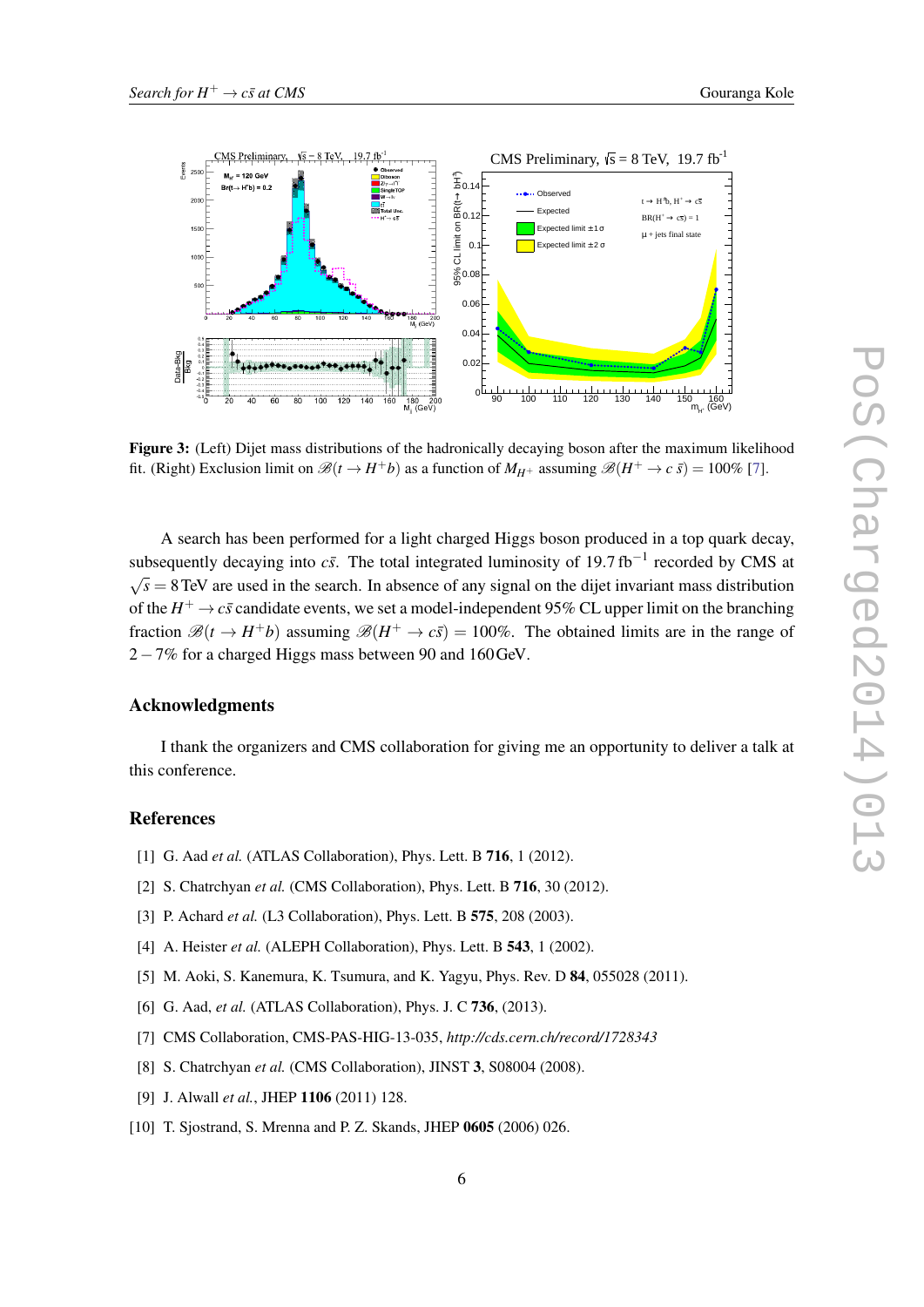**Figure 3:** (Left) Dijet mass distributions of the hadronically decaying boson after the maximum likelihood fit. (Right) Exclusion limit on $\mathscr{B}(t \to H^+b)$ as a function of $M_{H^+}$ assuming $\mathscr{B}(H^+ \to c\,\bar{s}) = 100\%$ [7].

A search has been performed for a light charged Higgs boson produced in a top quark decay, subsequently decaying into $c\bar{s}$. The total integrated luminosity of $19.7\,\text{fb}^{-1}$ recorded by CMS at $\sqrt{s} = 8\,\text{TeV}$ are used in the search. In absence of any signal on the dijet invariant mass distribution of the $H^+ \to c\bar{s}$ candidate events, we set a model-independent 95% CL upper limit on the branching fraction $\mathscr{B}(t \to H^+b)$ assuming $\mathscr{B}(H^+ \to c\bar{s}) = 100\%$. The obtained limits are in the range of $2-7\%$ for a charged Higgs mass between 90 and 160 GeV.

## Acknowledgments

I thank the organizers and CMS collaboration for giving me an opportunity to deliver a talk at this conference.

## References

[1] G. Aad *et al.* (ATLAS Collaboration), Phys. Lett. B **716**, 1 (2012).

[2] S. Chatrchyan *et al.* (CMS Collaboration), Phys. Lett. B **716**, 30 (2012).

[3] P. Achard *et al.* (L3 Collaboration), Phys. Lett. B **575**, 208 (2003).

[4] A. Heister *et al.* (ALEPH Collaboration), Phys. Lett. B **543**, 1 (2002).

[5] M. Aoki, S. Kanemura, K. Tsumura, and K. Yagyu, Phys. Rev. D **84**, 055028 (2011).

[6] G. Aad, *et al.* (ATLAS Collaboration), Phys. J. C **736**, (2013).

[7] CMS Collaboration, CMS-PAS-HIG-13-035, *http://cds.cern.ch/record/1728343*

[8] S. Chatrchyan *et al.* (CMS Collaboration), JINST **3**, S08004 (2008).

[9] J. Alwall *et al.*, JHEP **1106** (2011) 128.

[10] T. Sjostrand, S. Mrenna and P. Z. Skands, JHEP **0605** (2006) 026.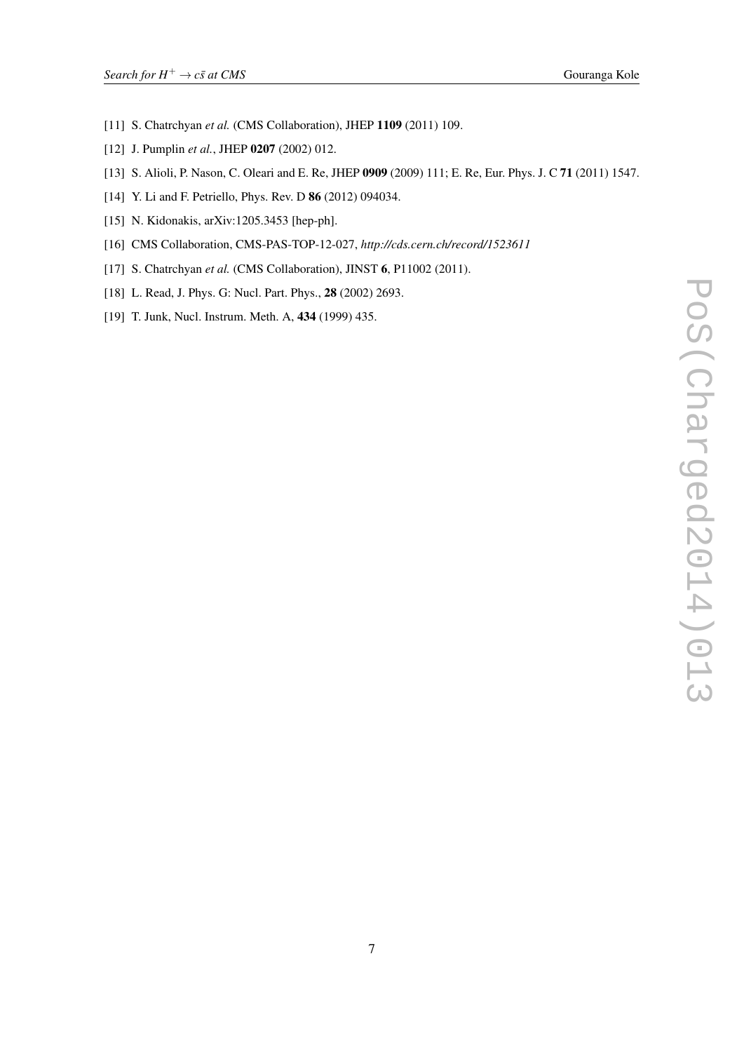[11] S. Chatrchyan *et al.* (CMS Collaboration), JHEP **1109** (2011) 109.

[12] J. Pumplin *et al.*, JHEP **0207** (2002) 012.

[13] S. Alioli, P. Nason, C. Oleari and E. Re, JHEP **0909** (2009) 111; E. Re, Eur. Phys. J. C **71** (2011) 1547.

[14] Y. Li and F. Petriello, Phys. Rev. D **86** (2012) 094034.

[15] N. Kidonakis, arXiv:1205.3453 [hep-ph].

[16] CMS Collaboration, CMS-PAS-TOP-12-027, *http://cds.cern.ch/record/1523611*

[17] S. Chatrchyan *et al.* (CMS Collaboration), JINST **6**, P11002 (2011).

[18] L. Read, J. Phys. G: Nucl. Part. Phys., **28** (2002) 2693.

[19] T. Junk, Nucl. Instrum. Meth. A, **434** (1999) 435.